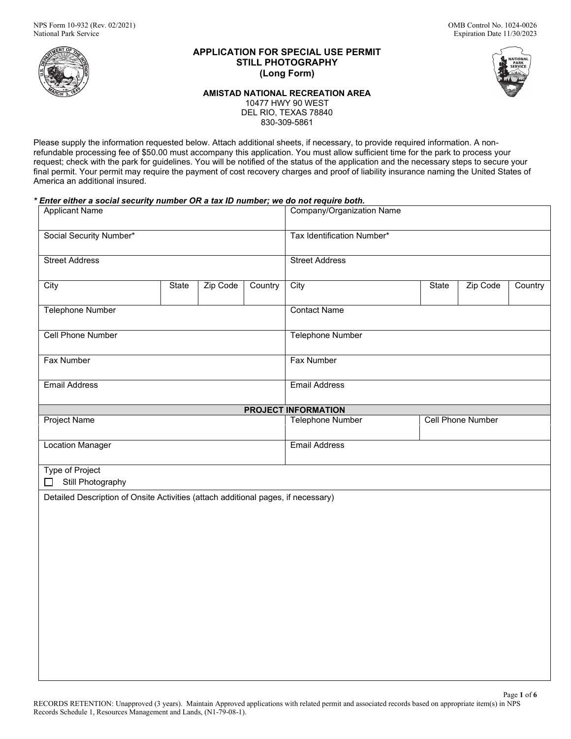NPS Form 10-932 (Rev. 02/2021)
National Park Service

OMB Control No. 1024-0026
Expiration Date 11/30/2023

# APPLICATION FOR SPECIAL USE PERMIT
# STILL PHOTOGRAPHY
# (Long Form)

**AMISTAD NATIONAL RECREATION AREA**
10477 HWY 90 WEST
DEL RIO, TEXAS 78840
830-309-5861

Please supply the information requested below. Attach additional sheets, if necessary, to provide required information. A non-refundable processing fee of $50.00 must accompany this application. You must allow sufficient time for the park to process your request; check with the park for guidelines. You will be notified of the status of the application and the necessary steps to secure your final permit. Your permit may require the payment of cost recovery charges and proof of liability insurance naming the United States of America an additional insured.

***\* Enter either a social security number OR a tax ID number; we do not require both.***

| Applicant Name | | | | Company/Organization Name | | | |
|---|---|---|---|---|---|---|---|
| Social Security Number* | | | | Tax Identification Number* | | | |
| Street Address | | | | Street Address | | | |
| City | State | Zip Code | Country | City | State | Zip Code | Country |
| Telephone Number | | | | Contact Name | | | |
| Cell Phone Number | | | | Telephone Number | | | |
| Fax Number | | | | Fax Number | | | |
| Email Address | | | | Email Address | | | |

**PROJECT INFORMATION**

| Project Name | Telephone Number | Cell Phone Number |
|---|---|---|
| Location Manager | Email Address | |

Type of Project
☐ Still Photography

Detailed Description of Onsite Activities (attach additional pages, if necessary)

RECORDS RETENTION: Unapproved (3 years). Maintain Approved applications with related permit and associated records based on appropriate item(s) in NPS Records Schedule 1, Resources Management and Lands, (N1-79-08-1).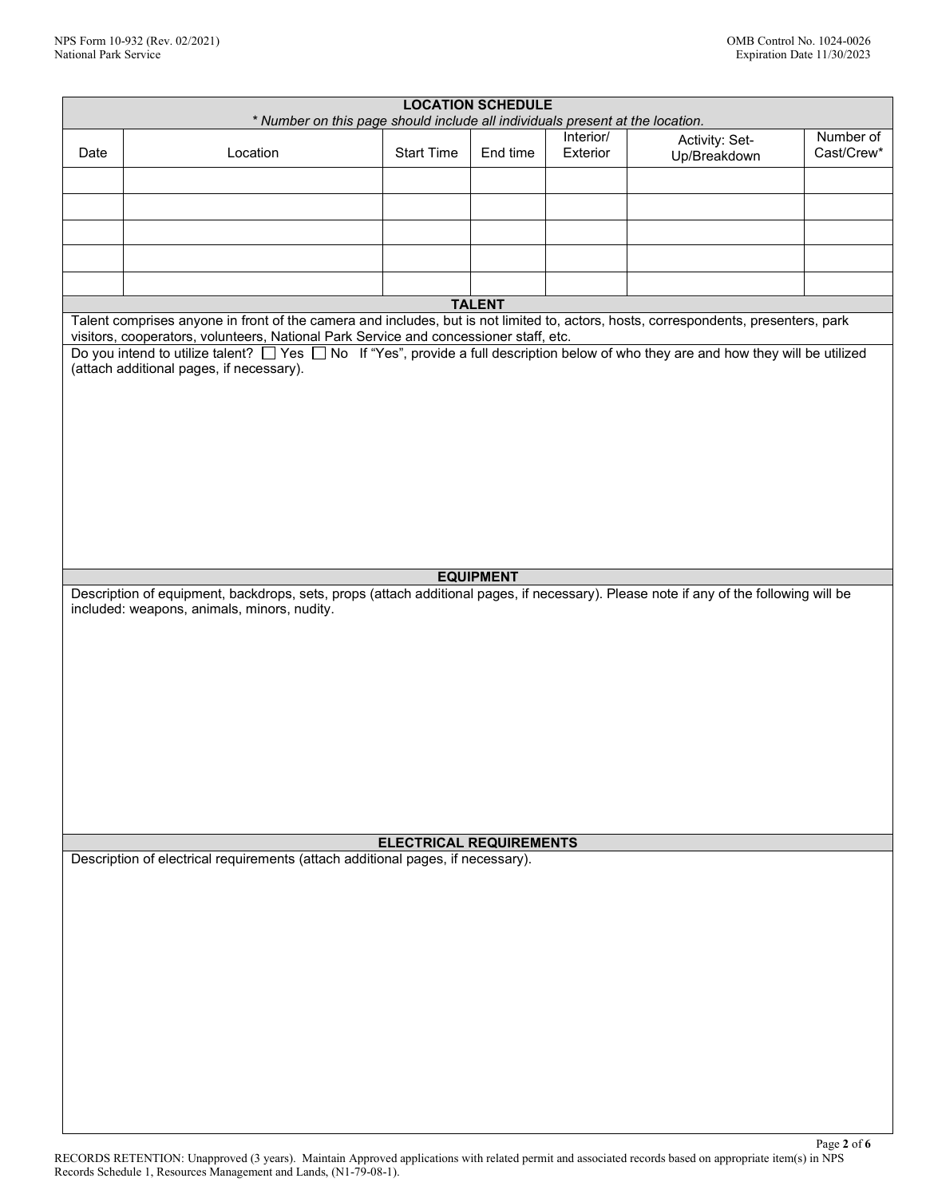## LOCATION SCHEDULE

*\* Number on this page should include all individuals present at the location.*

| Date | Location | Start Time | End time | Interior/ Exterior | Activity: Set-Up/Breakdown | Number of Cast/Crew* |
|---|---|---|---|---|---|---|
| | | | | | | |
| | | | | | | |
| | | | | | | |
| | | | | | | |
| | | | | | | |

## TALENT

Talent comprises anyone in front of the camera and includes, but is not limited to, actors, hosts, correspondents, presenters, park visitors, cooperators, volunteers, National Park Service and concessioner staff, etc.

Do you intend to utilize talent? ☐ Yes ☐ No If "Yes", provide a full description below of who they are and how they will be utilized (attach additional pages, if necessary).

## EQUIPMENT

Description of equipment, backdrops, sets, props (attach additional pages, if necessary). Please note if any of the following will be included: weapons, animals, minors, nudity.

## ELECTRICAL REQUIREMENTS

Description of electrical requirements (attach additional pages, if necessary).

RECORDS RETENTION: Unapproved (3 years). Maintain Approved applications with related permit and associated records based on appropriate item(s) in NPS Records Schedule 1, Resources Management and Lands, (N1-79-08-1).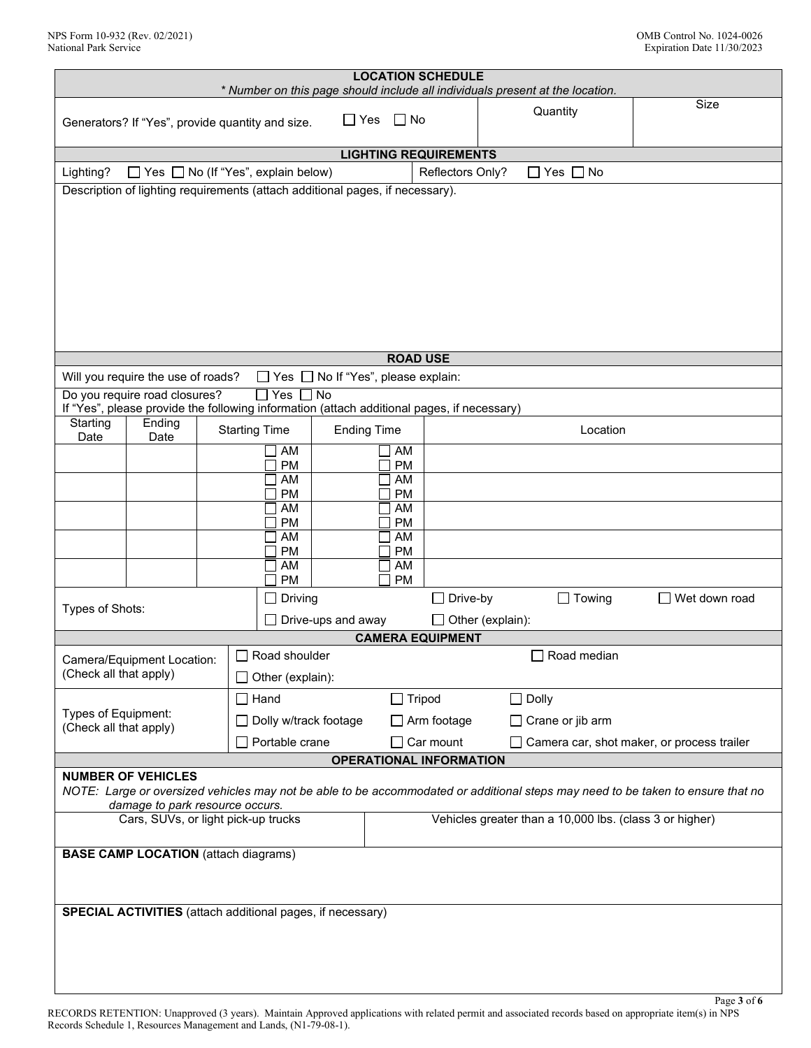## LOCATION SCHEDULE

*\* Number on this page should include all individuals present at the location.*

| Generators? If "Yes", provide quantity and size. ☐ Yes ☐ No | Quantity | Size |
|---|---|---|
| | | |

## LIGHTING REQUIREMENTS

Lighting? ☐ Yes ☐ No (If "Yes", explain below) Reflectors Only? ☐ Yes ☐ No

Description of lighting requirements (attach additional pages, if necessary).

## ROAD USE

Will you require the use of roads? ☐ Yes ☐ No If "Yes", please explain:

Do you require road closures? ☐ Yes ☐ No
If "Yes", please provide the following information (attach additional pages, if necessary)

| Starting Date | Ending Date | Starting Time | Ending Time | Location |
|---|---|---|---|---|
| | | ☐ AM ☐ PM | ☐ AM ☐ PM | |
| | | ☐ AM ☐ PM | ☐ AM ☐ PM | |
| | | ☐ AM ☐ PM | ☐ AM ☐ PM | |
| | | ☐ AM ☐ PM | ☐ AM ☐ PM | |
| | | ☐ AM ☐ PM | ☐ AM ☐ PM | |

Types of Shots: ☐ Driving ☐ Drive-by ☐ Towing ☐ Wet down road ☐ Drive-ups and away ☐ Other (explain):

## CAMERA EQUIPMENT

Camera/Equipment Location: (Check all that apply)
☐ Road shoulder ☐ Road median
☐ Other (explain):

Types of Equipment: (Check all that apply)
☐ Hand ☐ Tripod ☐ Dolly
☐ Dolly w/track footage ☐ Arm footage ☐ Crane or jib arm
☐ Portable crane ☐ Car mount ☐ Camera car, shot maker, or process trailer

## OPERATIONAL INFORMATION

**NUMBER OF VEHICLES**

*NOTE: Large or oversized vehicles may not be able to be accommodated or additional steps may need to be taken to ensure that no damage to park resource occurs.*

| Cars, SUVs, or light pick-up trucks | Vehicles greater than a 10,000 lbs. (class 3 or higher) |
|---|---|
| | |

**BASE CAMP LOCATION** (attach diagrams)

**SPECIAL ACTIVITIES** (attach additional pages, if necessary)

RECORDS RETENTION: Unapproved (3 years). Maintain Approved applications with related permit and associated records based on appropriate item(s) in NPS Records Schedule 1, Resources Management and Lands, (N1-79-08-1).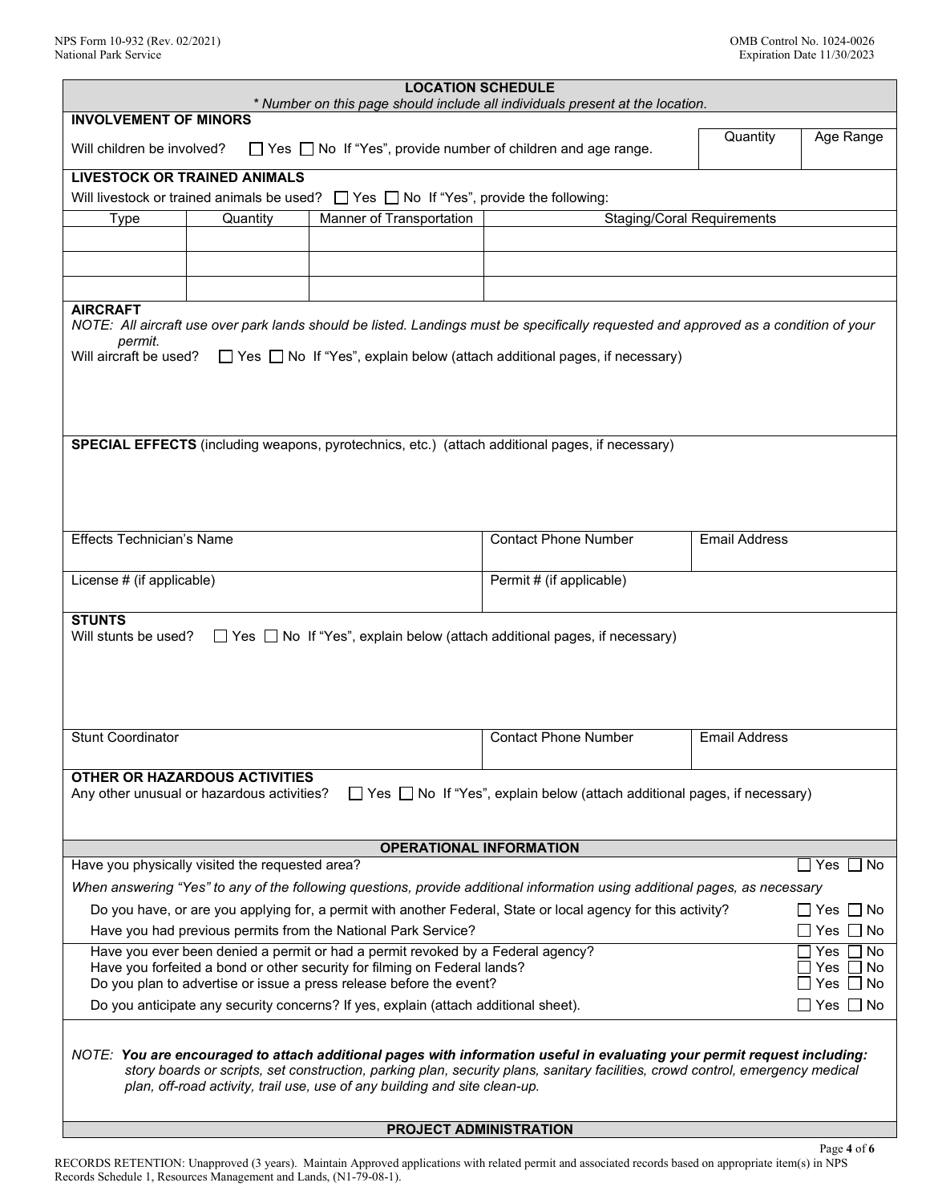## LOCATION SCHEDULE

*\* Number on this page should include all individuals present at the location.*

### INVOLVEMENT OF MINORS

| Will children be involved? ☐ Yes ☐ No If "Yes", provide number of children and age range. | Quantity | Age Range |
|---|---|---|
| | | |

### LIVESTOCK OR TRAINED ANIMALS

Will livestock or trained animals be used? ☐ Yes ☐ No If "Yes", provide the following:

| Type | Quantity | Manner of Transportation | Staging/Coral Requirements |
|---|---|---|---|
| | | | |
| | | | |
| | | | |

### AIRCRAFT

*NOTE: All aircraft use over park lands should be listed. Landings must be specifically requested and approved as a condition of your permit.*

Will aircraft be used? ☐ Yes ☐ No If "Yes", explain below (attach additional pages, if necessary)

### SPECIAL EFFECTS

**SPECIAL EFFECTS** (including weapons, pyrotechnics, etc.) (attach additional pages, if necessary)

| Effects Technician's Name | Contact Phone Number | Email Address |
|---|---|---|
| | | |

| License # (if applicable) | Permit # (if applicable) |
|---|---|
| | |

### STUNTS

Will stunts be used? ☐ Yes ☐ No If "Yes", explain below (attach additional pages, if necessary)

| Stunt Coordinator | Contact Phone Number | Email Address |
|---|---|---|
| | | |

### OTHER OR HAZARDOUS ACTIVITIES

Any other unusual or hazardous activities? ☐ Yes ☐ No If "Yes", explain below (attach additional pages, if necessary)

## OPERATIONAL INFORMATION

Have you physically visited the requested area? ☐ Yes ☐ No

*When answering "Yes" to any of the following questions, provide additional information using additional pages, as necessary*

- Do you have, or are you applying for, a permit with another Federal, State or local agency for this activity? ☐ Yes ☐ No
- Have you had previous permits from the National Park Service? ☐ Yes ☐ No
- Have you ever been denied a permit or had a permit revoked by a Federal agency? ☐ Yes ☐ No
- Have you forfeited a bond or other security for filming on Federal lands? ☐ Yes ☐ No
- Do you plan to advertise or issue a press release before the event? ☐ Yes ☐ No
- Do you anticipate any security concerns? If yes, explain (attach additional sheet). ☐ Yes ☐ No

*NOTE: **You are encouraged to attach additional pages with information useful in evaluating your permit request including:** story boards or scripts, set construction, parking plan, security plans, sanitary facilities, crowd control, emergency medical plan, off-road activity, trail use, use of any building and site clean-up.*

## PROJECT ADMINISTRATION

RECORDS RETENTION: Unapproved (3 years). Maintain Approved applications with related permit and associated records based on appropriate item(s) in NPS Records Schedule 1, Resources Management and Lands, (N1-79-08-1).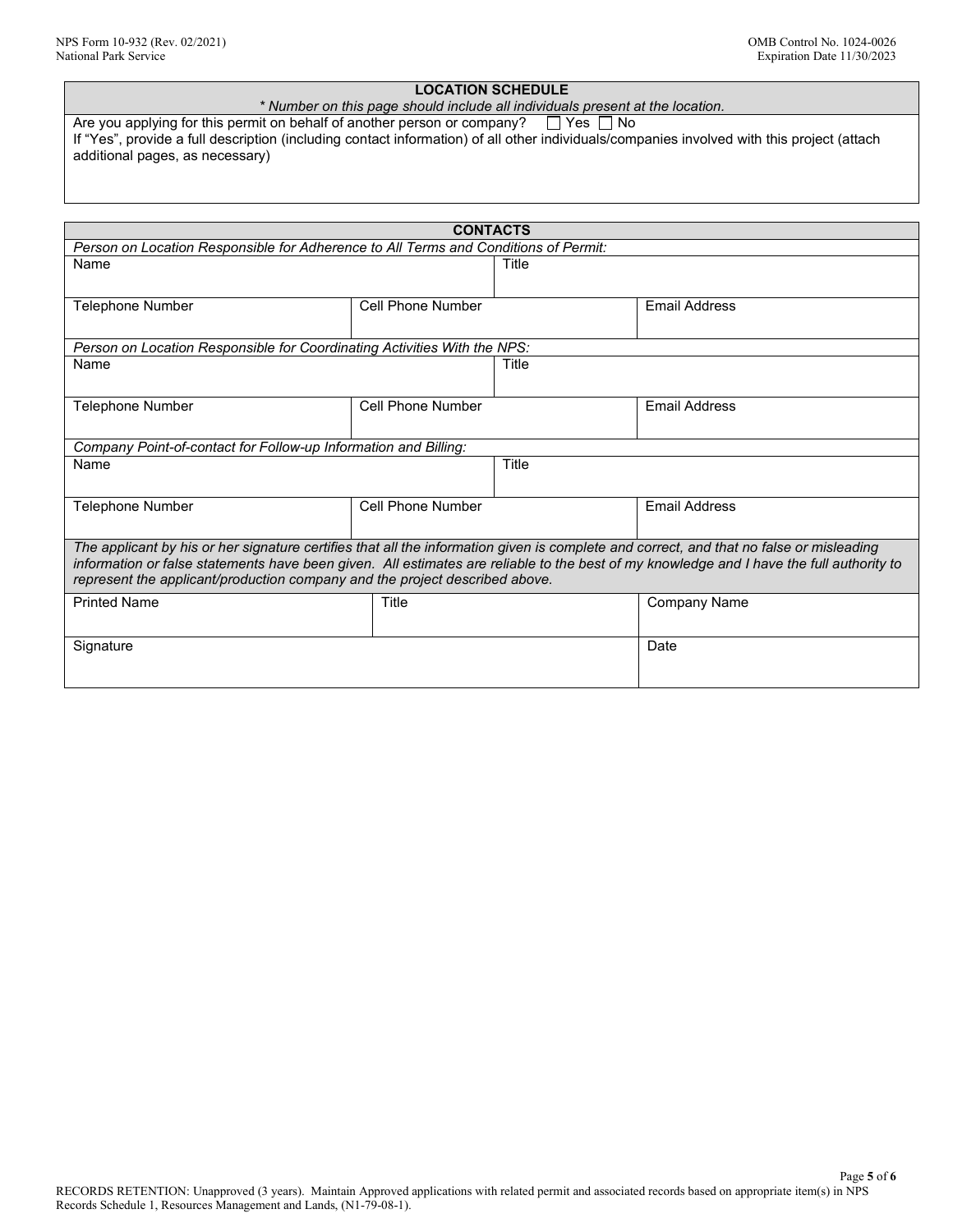## LOCATION SCHEDULE

*\* Number on this page should include all individuals present at the location.*

Are you applying for this permit on behalf of another person or company? ☐ Yes ☐ No

If "Yes", provide a full description (including contact information) of all other individuals/companies involved with this project (attach additional pages, as necessary)

## CONTACTS

*Person on Location Responsible for Adherence to All Terms and Conditions of Permit:*

| Name | | Title |
|---|---|---|
| **Telephone Number** | **Cell Phone Number** | **Email Address** |
| | | |

*Person on Location Responsible for Coordinating Activities With the NPS:*

| Name | | Title |
|---|---|---|
| **Telephone Number** | **Cell Phone Number** | **Email Address** |
| | | |

*Company Point-of-contact for Follow-up Information and Billing:*

| Name | | Title |
|---|---|---|
| **Telephone Number** | **Cell Phone Number** | **Email Address** |
| | | |

*The applicant by his or her signature certifies that all the information given is complete and correct, and that no false or misleading information or false statements have been given. All estimates are reliable to the best of my knowledge and I have the full authority to represent the applicant/production company and the project described above.*

| Printed Name | Title | Company Name |
|---|---|---|
| **Signature** | | **Date** |
| | | |

RECORDS RETENTION: Unapproved (3 years). Maintain Approved applications with related permit and associated records based on appropriate item(s) in NPS Records Schedule 1, Resources Management and Lands, (N1-79-08-1).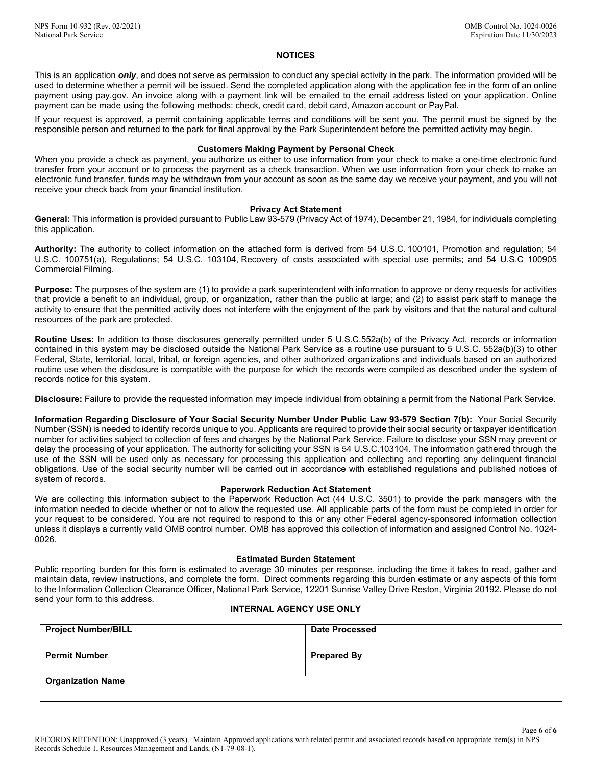## NOTICES

This is an application ***only***, and does not serve as permission to conduct any special activity in the park. The information provided will be used to determine whether a permit will be issued. Send the completed application along with the application fee in the form of an online payment using pay.gov. An invoice along with a payment link will be emailed to the email address listed on your application. Online payment can be made using the following methods: check, credit card, debit card, Amazon account or PayPal.

If your request is approved, a permit containing applicable terms and conditions will be sent you. The permit must be signed by the responsible person and returned to the park for final approval by the Park Superintendent before the permitted activity may begin.

### Customers Making Payment by Personal Check

When you provide a check as payment, you authorize us either to use information from your check to make a one-time electronic fund transfer from your account or to process the payment as a check transaction. When we use information from your check to make an electronic fund transfer, funds may be withdrawn from your account as soon as the same day we receive your payment, and you will not receive your check back from your financial institution.

### Privacy Act Statement

**General:** This information is provided pursuant to Public Law 93-579 (Privacy Act of 1974), December 21, 1984, for individuals completing this application.

**Authority:** The authority to collect information on the attached form is derived from 54 U.S.C. 100101, Promotion and regulation; 54 U.S.C. 100751(a), Regulations; 54 U.S.C. 103104, Recovery of costs associated with special use permits; and 54 U.S.C 100905 Commercial Filming.

**Purpose:** The purposes of the system are (1) to provide a park superintendent with information to approve or deny requests for activities that provide a benefit to an individual, group, or organization, rather than the public at large; and (2) to assist park staff to manage the activity to ensure that the permitted activity does not interfere with the enjoyment of the park by visitors and that the natural and cultural resources of the park are protected.

**Routine Uses:** In addition to those disclosures generally permitted under 5 U.S.C.552a(b) of the Privacy Act, records or information contained in this system may be disclosed outside the National Park Service as a routine use pursuant to 5 U.S.C. 552a(b)(3) to other Federal, State, territorial, local, tribal, or foreign agencies, and other authorized organizations and individuals based on an authorized routine use when the disclosure is compatible with the purpose for which the records were compiled as described under the system of records notice for this system.

**Disclosure:** Failure to provide the requested information may impede individual from obtaining a permit from the National Park Service.

**Information Regarding Disclosure of Your Social Security Number Under Public Law 93-579 Section 7(b):** Your Social Security Number (SSN) is needed to identify records unique to you. Applicants are required to provide their social security or taxpayer identification number for activities subject to collection of fees and charges by the National Park Service. Failure to disclose your SSN may prevent or delay the processing of your application. The authority for soliciting your SSN is 54 U.S.C.103104. The information gathered through the use of the SSN will be used only as necessary for processing this application and collecting and reporting any delinquent financial obligations. Use of the social security number will be carried out in accordance with established regulations and published notices of system of records.

### Paperwork Reduction Act Statement

We are collecting this information subject to the Paperwork Reduction Act (44 U.S.C. 3501) to provide the park managers with the information needed to decide whether or not to allow the requested use. All applicable parts of the form must be completed in order for your request to be considered. You are not required to respond to this or any other Federal agency-sponsored information collection unless it displays a currently valid OMB control number. OMB has approved this collection of information and assigned Control No. 1024-0026.

### Estimated Burden Statement

Public reporting burden for this form is estimated to average 30 minutes per response, including the time it takes to read, gather and maintain data, review instructions, and complete the form. Direct comments regarding this burden estimate or any aspects of this form to the Information Collection Clearance Officer, National Park Service, 12201 Sunrise Valley Drive Reston, Virginia 20192**.** Please do not send your form to this address.

### INTERNAL AGENCY USE ONLY

| | |
|---|---|
| **Project Number/BILL** | **Date Processed** |
| **Permit Number** | **Prepared By** |
| **Organization Name** | |

RECORDS RETENTION: Unapproved (3 years). Maintain Approved applications with related permit and associated records based on appropriate item(s) in NPS Records Schedule 1, Resources Management and Lands, (N1-79-08-1).